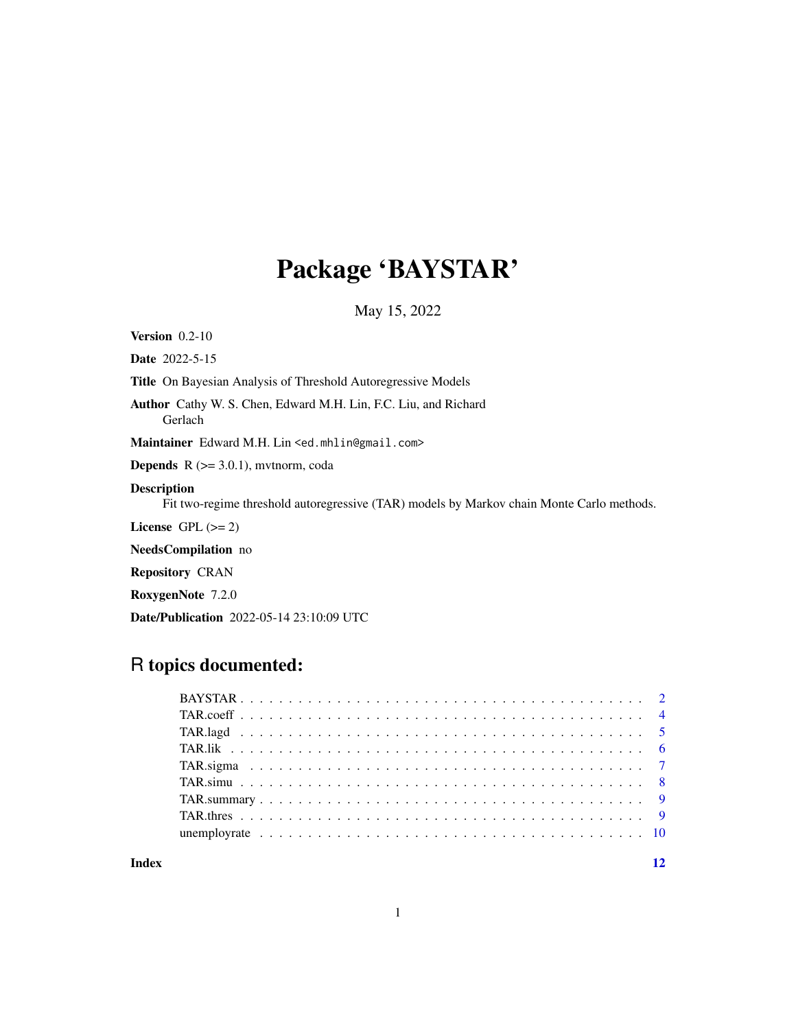# Package 'BAYSTAR'

May 15, 2022

**Version** 0.2-10

**Date** 2022-5-15

**Title** On Bayesian Analysis of Threshold Autoregressive Models

**Author** Cathy W. S. Chen, Edward M.H. Lin, F.C. Liu, and Richard Gerlach

**Maintainer** Edward M.H. Lin <ed.mhlin@gmail.com>

**Depends** R (>= 3.0.1), mvtnorm, coda

**Description** Fit two-regime threshold autoregressive (TAR) models by Markov chain Monte Carlo methods.

**License** GPL (>= 2)

**NeedsCompilation** no

**Repository** CRAN

**RoxygenNote** 7.2.0

**Date/Publication** 2022-05-14 23:10:09 UTC

## R topics documented:

- BAYSTAR . . . . . . . . . . 2
- TAR.coeff . . . . . . . . . . 4
- TAR.lagd . . . . . . . . . . 5
- TAR.lik . . . . . . . . . . 6
- TAR.sigma . . . . . . . . . . 7
- TAR.simu . . . . . . . . . . 8
- TAR.summary . . . . . . . . . . 9
- TAR.thres . . . . . . . . . . 9
- unemployrate . . . . . . . . . . 10

**Index** 12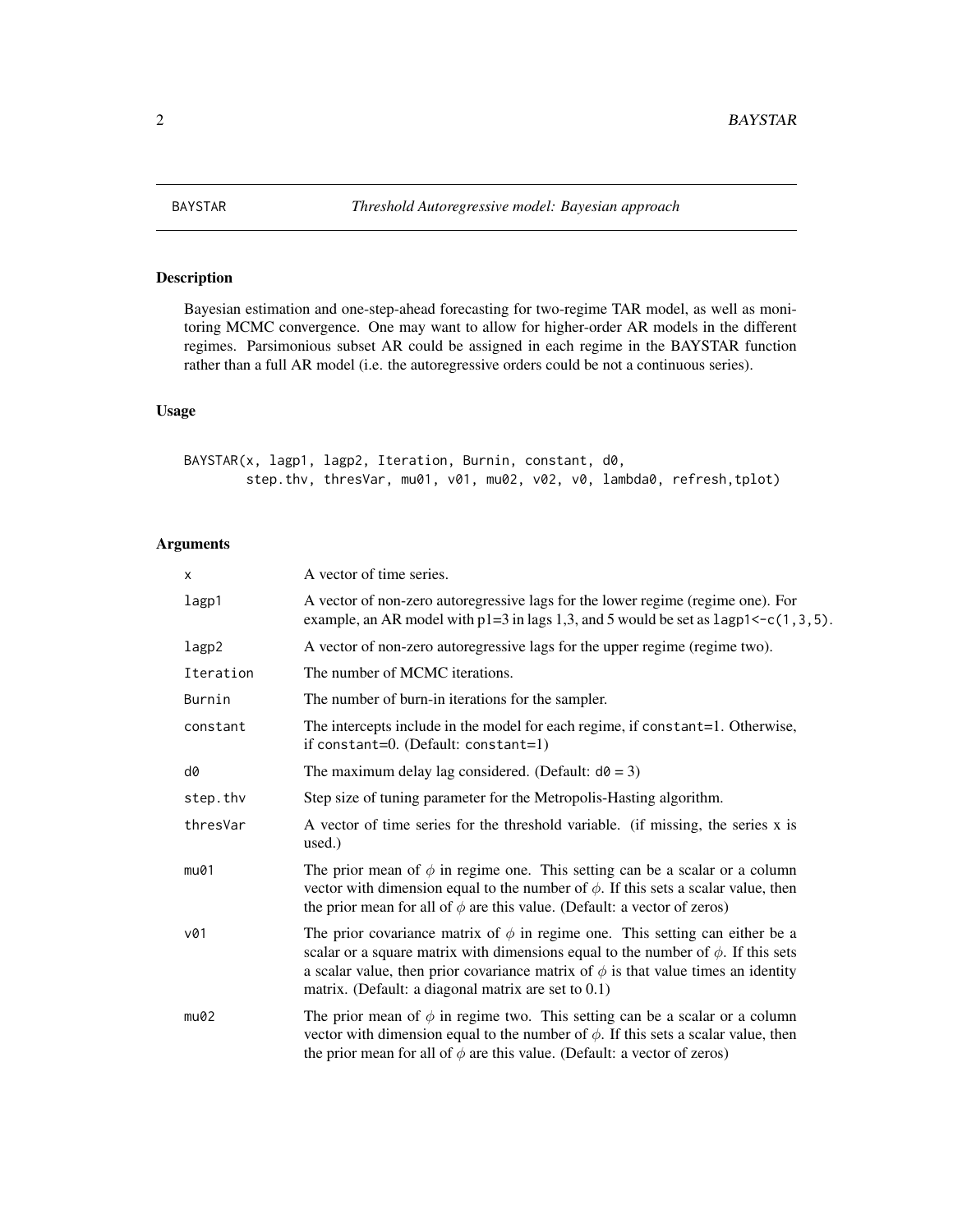BAYSTAR — *Threshold Autoregressive model: Bayesian approach*

## Description

Bayesian estimation and one-step-ahead forecasting for two-regime TAR model, as well as monitoring MCMC convergence. One may want to allow for higher-order AR models in the different regimes. Parsimonious subset AR could be assigned in each regime in the BAYSTAR function rather than a full AR model (i.e. the autoregressive orders could be not a continuous series).

## Usage

```
BAYSTAR(x, lagp1, lagp2, Iteration, Burnin, constant, d0,
        step.thv, thresVar, mu01, v01, mu02, v02, v0, lambda0, refresh,tplot)
```

## Arguments

| Argument | Description |
|---|---|
| `x` | A vector of time series. |
| `lagp1` | A vector of non-zero autoregressive lags for the lower regime (regime one). For example, an AR model with p1=3 in lags 1,3, and 5 would be set as `lagp1<-c(1,3,5)`. |
| `lagp2` | A vector of non-zero autoregressive lags for the upper regime (regime two). |
| `Iteration` | The number of MCMC iterations. |
| `Burnin` | The number of burn-in iterations for the sampler. |
| `constant` | The intercepts include in the model for each regime, if `constant=1`. Otherwise, if `constant=0`. (Default: `constant=1`) |
| `d0` | The maximum delay lag considered. (Default: `d0 = 3`) |
| `step.thv` | Step size of tuning parameter for the Metropolis-Hasting algorithm. |
| `thresVar` | A vector of time series for the threshold variable. (if missing, the series x is used.) |
| `mu01` | The prior mean of $\phi$ in regime one. This setting can be a scalar or a column vector with dimension equal to the number of $\phi$. If this sets a scalar value, then the prior mean for all of $\phi$ are this value. (Default: a vector of zeros) |
| `v01` | The prior covariance matrix of $\phi$ in regime one. This setting can either be a scalar or a square matrix with dimensions equal to the number of $\phi$. If this sets a scalar value, then prior covariance matrix of $\phi$ is that value times an identity matrix. (Default: a diagonal matrix are set to 0.1) |
| `mu02` | The prior mean of $\phi$ in regime two. This setting can be a scalar or a column vector with dimension equal to the number of $\phi$. If this sets a scalar value, then the prior mean for all of $\phi$ are this value. (Default: a vector of zeros) |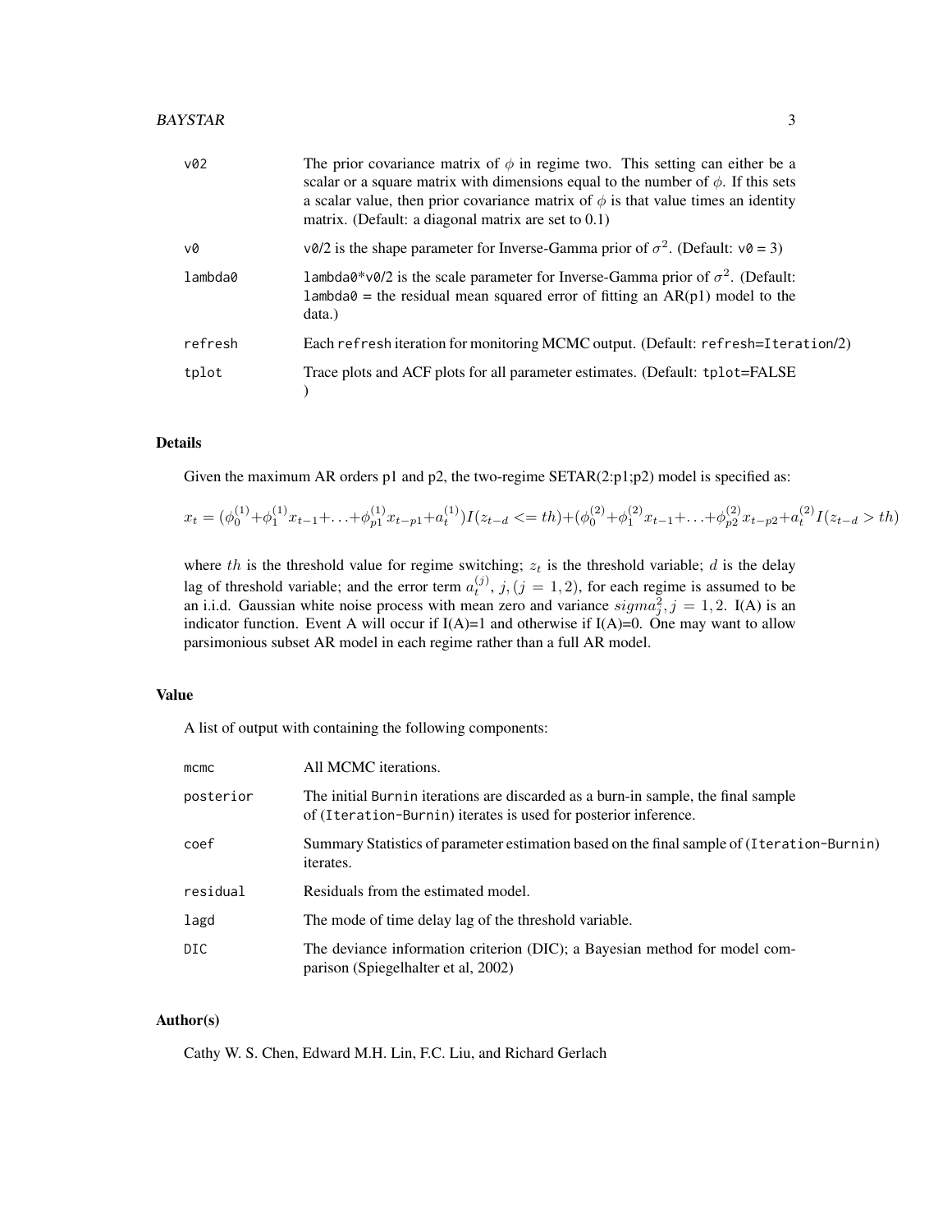| | |
|---|---|
| v02 | The prior covariance matrix of $\phi$ in regime two. This setting can either be a scalar or a square matrix with dimensions equal to the number of $\phi$. If this sets a scalar value, then prior covariance matrix of $\phi$ is that value times an identity matrix. (Default: a diagonal matrix are set to 0.1) |
| v0 | v0/2 is the shape parameter for Inverse-Gamma prior of $\sigma^2$. (Default: v0 = 3) |
| lambda0 | lambda0*v0/2 is the scale parameter for Inverse-Gamma prior of $\sigma^2$. (Default: lambda0 = the residual mean squared error of fitting an AR(p1) model to the data.) |
| refresh | Each refresh iteration for monitoring MCMC output. (Default: refresh=Iteration/2) |
| tplot | Trace plots and ACF plots for all parameter estimates. (Default: tplot=FALSE ) |

### Details

Given the maximum AR orders p1 and p2, the two-regime SETAR(2:p1;p2) model is specified as:

$$x_t = (\phi_0^{(1)} + \phi_1^{(1)} x_{t-1} + \ldots + \phi_{p1}^{(1)} x_{t-p1} + a_t^{(1)}) I(z_{t-d} <= th) + (\phi_0^{(2)} + \phi_1^{(2)} x_{t-1} + \ldots + \phi_{p2}^{(2)} x_{t-p2} + a_t^{(2)} I(z_{t-d} > th)$$

where $th$ is the threshold value for regime switching; $z_t$ is the threshold variable; $d$ is the delay lag of threshold variable; and the error term $a_t^{(j)}$, $j, (j = 1, 2)$, for each regime is assumed to be an i.i.d. Gaussian white noise process with mean zero and variance $sigma_j^2, j = 1, 2$. I(A) is an indicator function. Event A will occur if I(A)=1 and otherwise if I(A)=0. One may want to allow parsimonious subset AR model in each regime rather than a full AR model.

### Value

A list of output with containing the following components:

| | |
|---|---|
| mcmc | All MCMC iterations. |
| posterior | The initial Burnin iterations are discarded as a burn-in sample, the final sample of (Iteration-Burnin) iterates is used for posterior inference. |
| coef | Summary Statistics of parameter estimation based on the final sample of (Iteration-Burnin) iterates. |
| residual | Residuals from the estimated model. |
| lagd | The mode of time delay lag of the threshold variable. |
| DIC | The deviance information criterion (DIC); a Bayesian method for model comparison (Spiegelhalter et al, 2002) |

### Author(s)

Cathy W. S. Chen, Edward M.H. Lin, F.C. Liu, and Richard Gerlach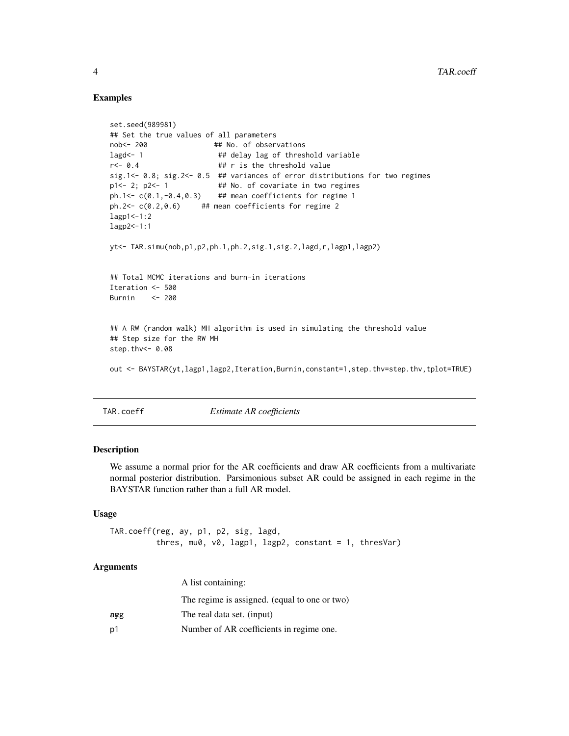## Examples

```
set.seed(989981)
## Set the true values of all parameters
nob<- 200               ## No. of observations
lagd<- 1                 ## delay lag of threshold variable
r<- 0.4                  ## r is the threshold value
sig.1<- 0.8; sig.2<- 0.5  ## variances of error distributions for two regimes
p1<- 2; p2<- 1           ## No. of covariate in two regimes
ph.1<- c(0.1,-0.4,0.3)    ## mean coefficients for regime 1
ph.2<- c(0.2,0.6)     ## mean coefficients for regime 2
lagp1<-1:2
lagp2<-1:1

yt<- TAR.simu(nob,p1,p2,ph.1,ph.2,sig.1,sig.2,lagd,r,lagp1,lagp2)


## Total MCMC iterations and burn-in iterations
Iteration <- 500
Burnin    <- 200


## A RW (random walk) MH algorithm is used in simulating the threshold value
## Step size for the RW MH
step.thv<- 0.08

out <- BAYSTAR(yt,lagp1,lagp2,Iteration,Burnin,constant=1,step.thv=step.thv,tplot=TRUE)
```

---

## TAR.coeff *Estimate AR coefficients*

### Description

We assume a normal prior for the AR coefficients and draw AR coefficients from a multivariate normal posterior distribution. Parsimonious subset AR could be assigned in each regime in the BAYSTAR function rather than a full AR model.

### Usage

```
TAR.coeff(reg, ay, p1, p2, sig, lagd,
          thres, mu0, v0, lagp1, lagp2, constant = 1, thresVar)
```

### Arguments

| | |
|---|---|
| reg | A list containing: The regime is assigned. (equal to one or two) |
| ay | The real data set. (input) |
| p1 | Number of AR coefficients in regime one. |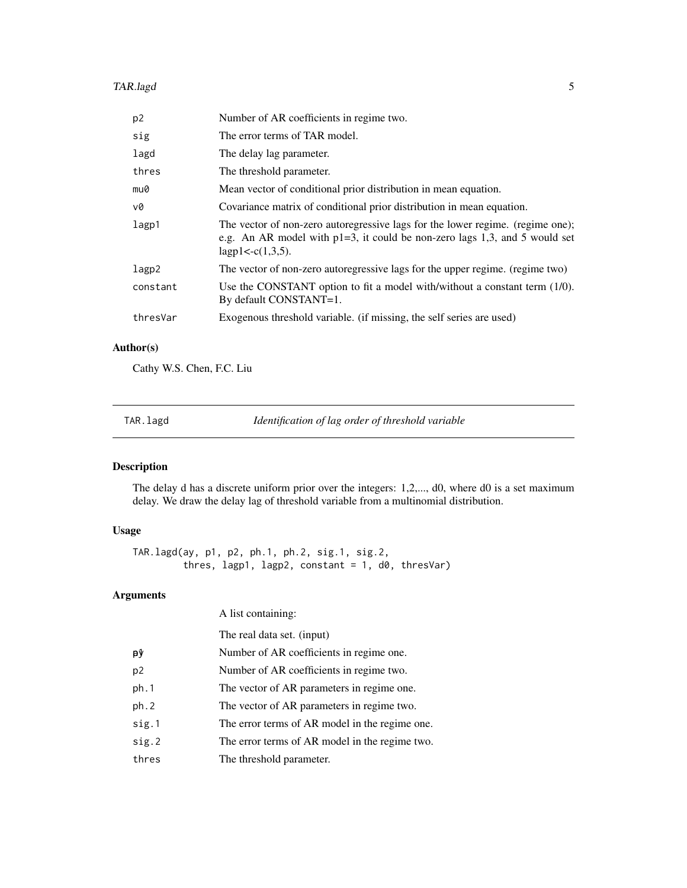| | |
|---|---|
| p2 | Number of AR coefficients in regime two. |
| sig | The error terms of TAR model. |
| lagd | The delay lag parameter. |
| thres | The threshold parameter. |
| mu0 | Mean vector of conditional prior distribution in mean equation. |
| v0 | Covariance matrix of conditional prior distribution in mean equation. |
| lagp1 | The vector of non-zero autoregressive lags for the lower regime. (regime one); e.g. An AR model with p1=3, it could be non-zero lags 1,3, and 5 would set lagp1<-c(1,3,5). |
| lagp2 | The vector of non-zero autoregressive lags for the upper regime. (regime two) |
| constant | Use the CONSTANT option to fit a model with/without a constant term (1/0). By default CONSTANT=1. |
| thresVar | Exogenous threshold variable. (if missing, the self series are used) |

## Author(s)

Cathy W.S. Chen, F.C. Liu

---

# TAR.lagd — *Identification of lag order of threshold variable*

## Description

The delay d has a discrete uniform prior over the integers: 1,2,..., d0, where d0 is a set maximum delay. We draw the delay lag of threshold variable from a multinomial distribution.

## Usage

```
TAR.lagd(ay, p1, p2, ph.1, ph.2, sig.1, sig.2,
         thres, lagp1, lagp2, constant = 1, d0, thresVar)
```

## Arguments

A list containing:

| | |
|---|---|
| ay | The real data set. (input) |
| p1 | Number of AR coefficients in regime one. |
| p2 | Number of AR coefficients in regime two. |
| ph.1 | The vector of AR parameters in regime one. |
| ph.2 | The vector of AR parameters in regime two. |
| sig.1 | The error terms of AR model in the regime one. |
| sig.2 | The error terms of AR model in the regime two. |
| thres | The threshold parameter. |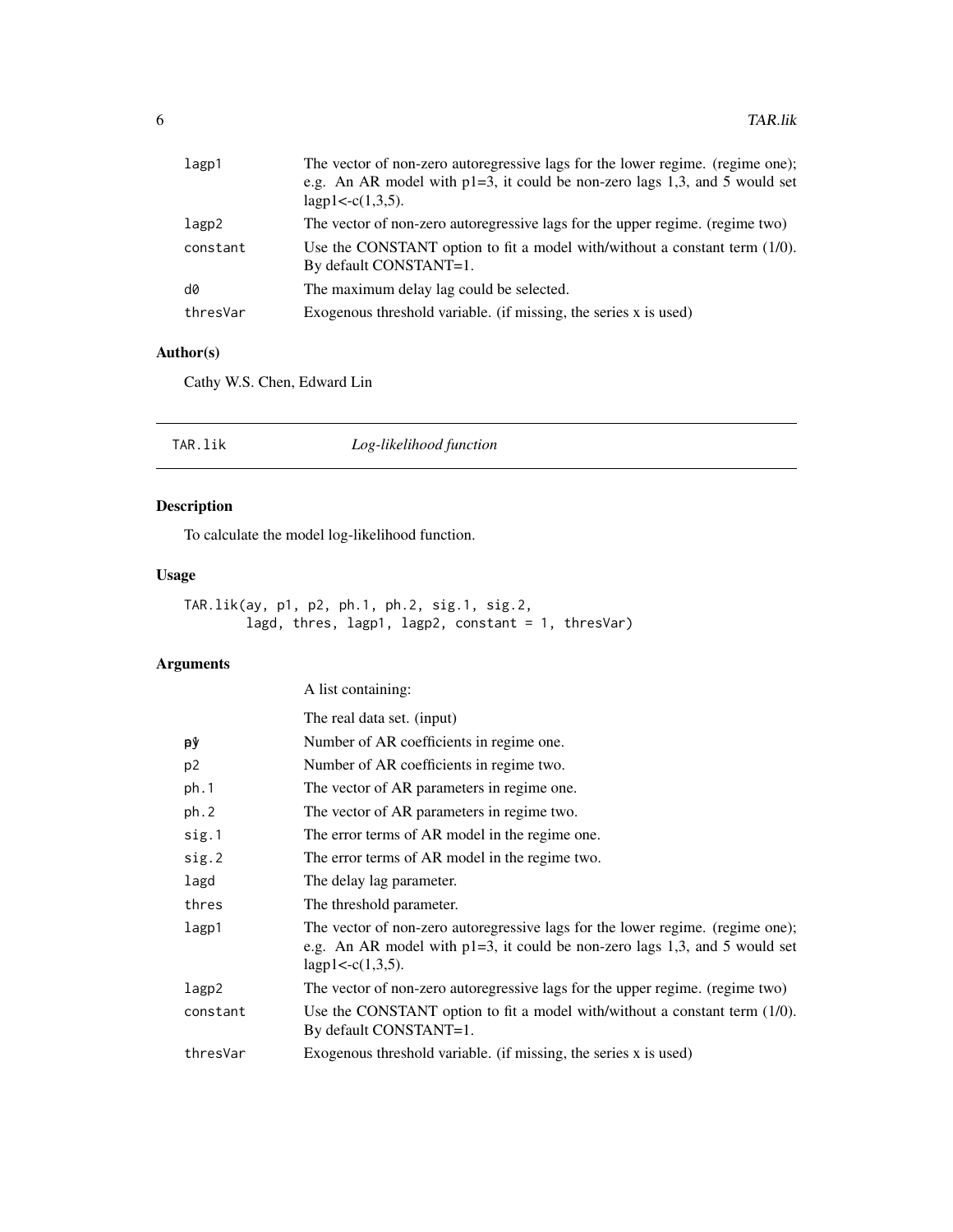| | |
|---|---|
| lagp1 | The vector of non-zero autoregressive lags for the lower regime. (regime one); e.g. An AR model with p1=3, it could be non-zero lags 1,3, and 5 would set lagp1<-c(1,3,5). |
| lagp2 | The vector of non-zero autoregressive lags for the upper regime. (regime two) |
| constant | Use the CONSTANT option to fit a model with/without a constant term (1/0). By default CONSTANT=1. |
| d0 | The maximum delay lag could be selected. |
| thresVar | Exogenous threshold variable. (if missing, the series x is used) |

## Author(s)

Cathy W.S. Chen, Edward Lin

---

# TAR.lik *Log-likelihood function*

## Description

To calculate the model log-likelihood function.

## Usage

```
TAR.lik(ay, p1, p2, ph.1, ph.2, sig.1, sig.2,
        lagd, thres, lagp1, lagp2, constant = 1, thresVar)
```

## Arguments

| | |
|---|---|
| ay | A list containing: |
| | The real data set. (input) |
| p1 | Number of AR coefficients in regime one. |
| p2 | Number of AR coefficients in regime two. |
| ph.1 | The vector of AR parameters in regime one. |
| ph.2 | The vector of AR parameters in regime two. |
| sig.1 | The error terms of AR model in the regime one. |
| sig.2 | The error terms of AR model in the regime two. |
| lagd | The delay lag parameter. |
| thres | The threshold parameter. |
| lagp1 | The vector of non-zero autoregressive lags for the lower regime. (regime one); e.g. An AR model with p1=3, it could be non-zero lags 1,3, and 5 would set lagp1<-c(1,3,5). |
| lagp2 | The vector of non-zero autoregressive lags for the upper regime. (regime two) |
| constant | Use the CONSTANT option to fit a model with/without a constant term (1/0). By default CONSTANT=1. |
| thresVar | Exogenous threshold variable. (if missing, the series x is used) |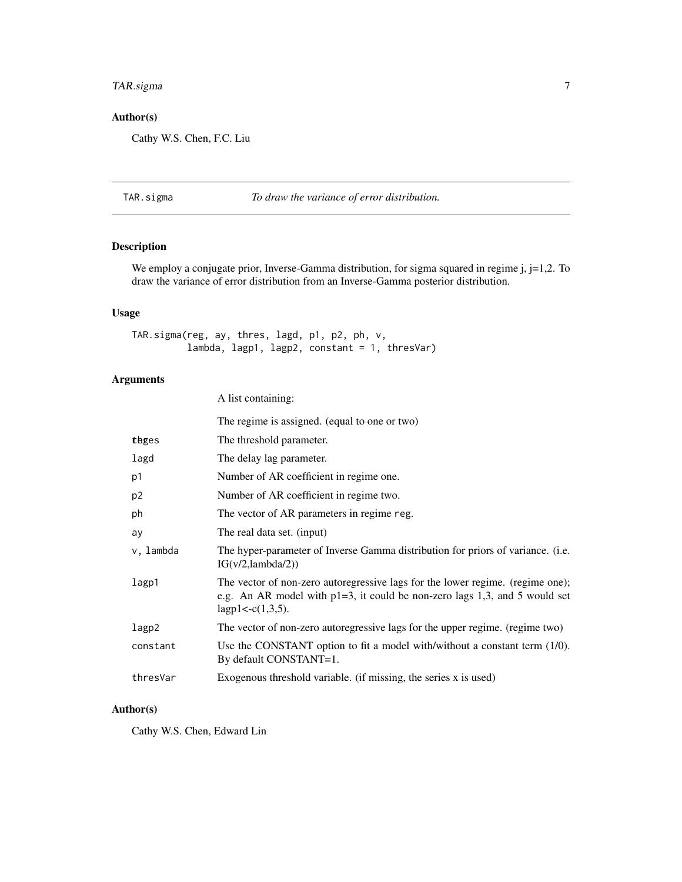## Author(s)

Cathy W.S. Chen, F.C. Liu

---

## TAR.sigma *To draw the variance of error distribution.*

---

### Description

We employ a conjugate prior, Inverse-Gamma distribution, for sigma squared in regime j, j=1,2. To draw the variance of error distribution from an Inverse-Gamma posterior distribution.

### Usage

```
TAR.sigma(reg, ay, thres, lagd, p1, p2, ph, v,
          lambda, lagp1, lagp2, constant = 1, thresVar)
```

### Arguments

| | |
|---|---|
| | A list containing: |
| | The regime is assigned. (equal to one or two) |
| thres | The threshold parameter. |
| lagd | The delay lag parameter. |
| p1 | Number of AR coefficient in regime one. |
| p2 | Number of AR coefficient in regime two. |
| ph | The vector of AR parameters in regime reg. |
| ay | The real data set. (input) |
| v, lambda | The hyper-parameter of Inverse Gamma distribution for priors of variance. (i.e. IG(v/2,lambda/2)) |
| lagp1 | The vector of non-zero autoregressive lags for the lower regime. (regime one); e.g. An AR model with p1=3, it could be non-zero lags 1,3, and 5 would set lagp1<-c(1,3,5). |
| lagp2 | The vector of non-zero autoregressive lags for the upper regime. (regime two) |
| constant | Use the CONSTANT option to fit a model with/without a constant term (1/0). By default CONSTANT=1. |
| thresVar | Exogenous threshold variable. (if missing, the series x is used) |

### Author(s)

Cathy W.S. Chen, Edward Lin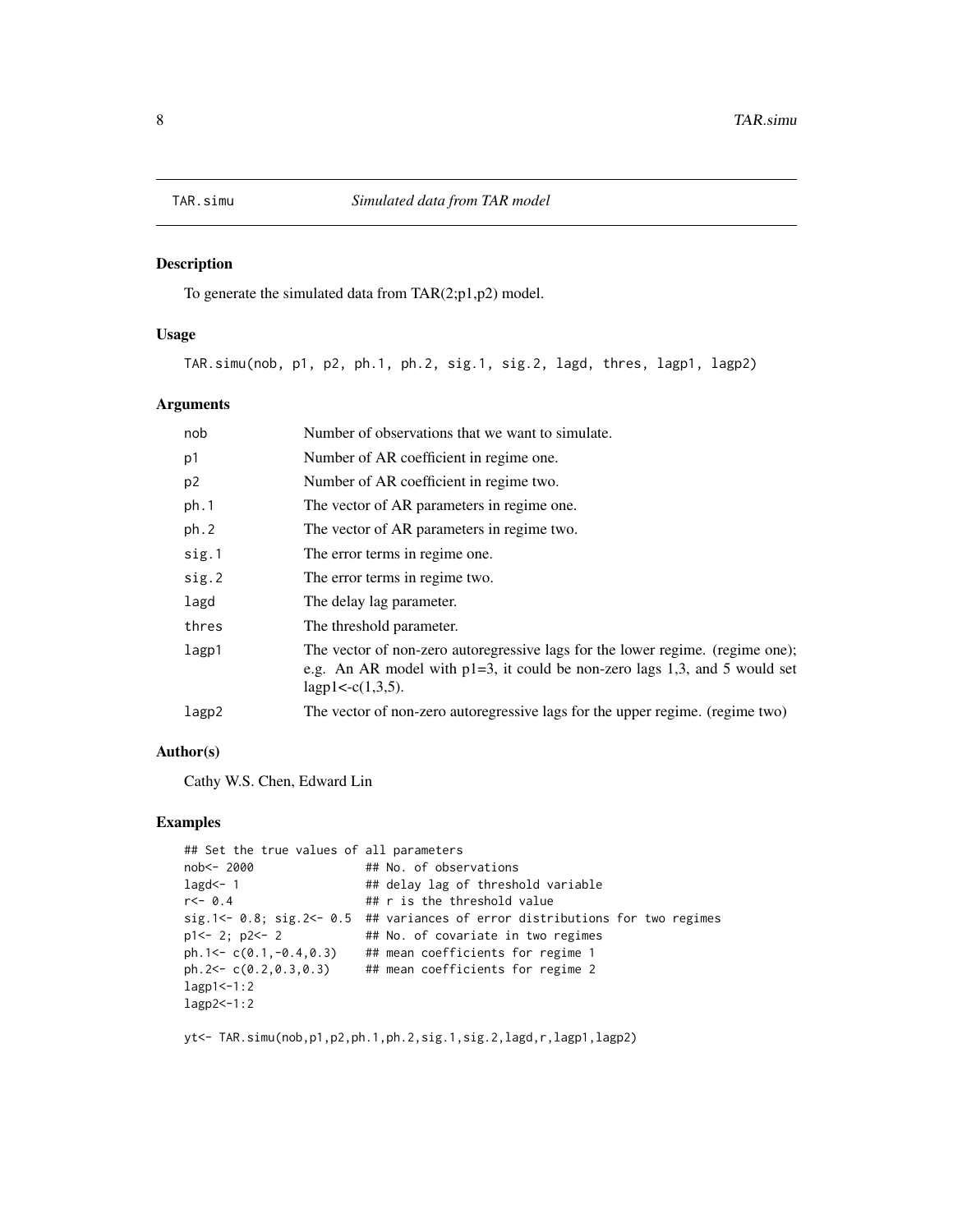# TAR.simu — *Simulated data from TAR model*

## Description

To generate the simulated data from TAR(2;p1,p2) model.

## Usage

```
TAR.simu(nob, p1, p2, ph.1, ph.2, sig.1, sig.2, lagd, thres, lagp1, lagp2)
```

## Arguments

| Argument | Description |
|---|---|
| nob | Number of observations that we want to simulate. |
| p1 | Number of AR coefficient in regime one. |
| p2 | Number of AR coefficient in regime two. |
| ph.1 | The vector of AR parameters in regime one. |
| ph.2 | The vector of AR parameters in regime two. |
| sig.1 | The error terms in regime one. |
| sig.2 | The error terms in regime two. |
| lagd | The delay lag parameter. |
| thres | The threshold parameter. |
| lagp1 | The vector of non-zero autoregressive lags for the lower regime. (regime one); e.g. An AR model with p1=3, it could be non-zero lags 1,3, and 5 would set lagp1<-c(1,3,5). |
| lagp2 | The vector of non-zero autoregressive lags for the upper regime. (regime two) |

## Author(s)

Cathy W.S. Chen, Edward Lin

## Examples

```
## Set the true values of all parameters
nob<- 2000               ## No. of observations
lagd<- 1                 ## delay lag of threshold variable
r<- 0.4                  ## r is the threshold value
sig.1<- 0.8; sig.2<- 0.5  ## variances of error distributions for two regimes
p1<- 2; p2<- 2           ## No. of covariate in two regimes
ph.1<- c(0.1,-0.4,0.3)   ## mean coefficients for regime 1
ph.2<- c(0.2,0.3,0.3)    ## mean coefficients for regime 2
lagp1<-1:2
lagp2<-1:2

yt<- TAR.simu(nob,p1,p2,ph.1,ph.2,sig.1,sig.2,lagd,r,lagp1,lagp2)
```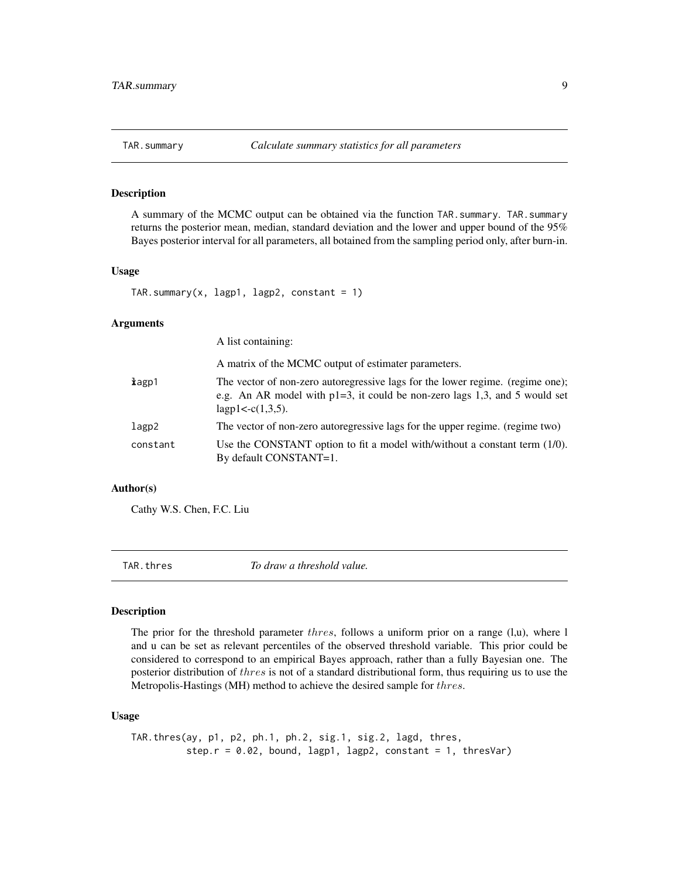## TAR.summary — *Calculate summary statistics for all parameters*

### Description

A summary of the MCMC output can be obtained via the function `TAR.summary`. `TAR.summary` returns the posterior mean, median, standard deviation and the lower and upper bound of the 95% Bayes posterior interval for all parameters, all botained from the sampling period only, after burn-in.

### Usage

```
TAR.summary(x, lagp1, lagp2, constant = 1)
```

### Arguments

| | |
|---|---|
| x | A list containing: |
| | A matrix of the MCMC output of estimater parameters. |
| lagp1 | The vector of non-zero autoregressive lags for the lower regime. (regime one); e.g. An AR model with p1=3, it could be non-zero lags 1,3, and 5 would set lagp1<-c(1,3,5). |
| lagp2 | The vector of non-zero autoregressive lags for the upper regime. (regime two) |
| constant | Use the CONSTANT option to fit a model with/without a constant term (1/0). By default CONSTANT=1. |

### Author(s)

Cathy W.S. Chen, F.C. Liu

## TAR.thres — *To draw a threshold value.*

### Description

The prior for the threshold parameter $thres$, follows a uniform prior on a range (l,u), where l and u can be set as relevant percentiles of the observed threshold variable. This prior could be considered to correspond to an empirical Bayes approach, rather than a fully Bayesian one. The posterior distribution of $thres$ is not of a standard distributional form, thus requiring us to use the Metropolis-Hastings (MH) method to achieve the desired sample for $thres$.

### Usage

```
TAR.thres(ay, p1, p2, ph.1, ph.2, sig.1, sig.2, lagd, thres,
          step.r = 0.02, bound, lagp1, lagp2, constant = 1, thresVar)
```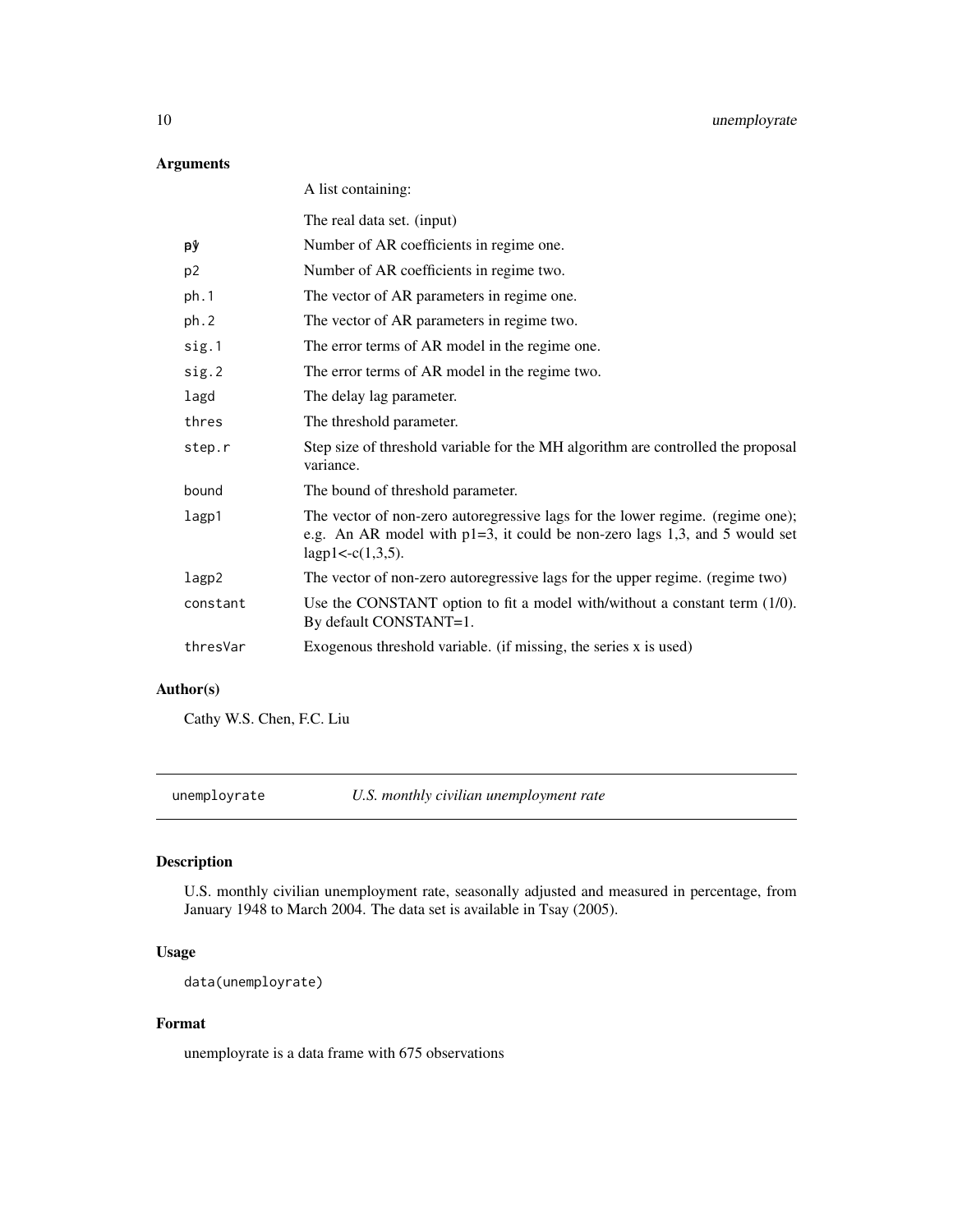## Arguments

| | |
|---|---|
| | A list containing: |
| | The real data set. (input) |
| p1 | Number of AR coefficients in regime one. |
| p2 | Number of AR coefficients in regime two. |
| ph.1 | The vector of AR parameters in regime one. |
| ph.2 | The vector of AR parameters in regime two. |
| sig.1 | The error terms of AR model in the regime one. |
| sig.2 | The error terms of AR model in the regime two. |
| lagd | The delay lag parameter. |
| thres | The threshold parameter. |
| step.r | Step size of threshold variable for the MH algorithm are controlled the proposal variance. |
| bound | The bound of threshold parameter. |
| lagp1 | The vector of non-zero autoregressive lags for the lower regime. (regime one); e.g. An AR model with p1=3, it could be non-zero lags 1,3, and 5 would set lagp1<-c(1,3,5). |
| lagp2 | The vector of non-zero autoregressive lags for the upper regime. (regime two) |
| constant | Use the CONSTANT option to fit a model with/without a constant term (1/0). By default CONSTANT=1. |
| thresVar | Exogenous threshold variable. (if missing, the series x is used) |

## Author(s)

Cathy W.S. Chen, F.C. Liu

---

# unemployrate — *U.S. monthly civilian unemployment rate*

## Description

U.S. monthly civilian unemployment rate, seasonally adjusted and measured in percentage, from January 1948 to March 2004. The data set is available in Tsay (2005).

## Usage

```
data(unemployrate)
```

## Format

unemployrate is a data frame with 675 observations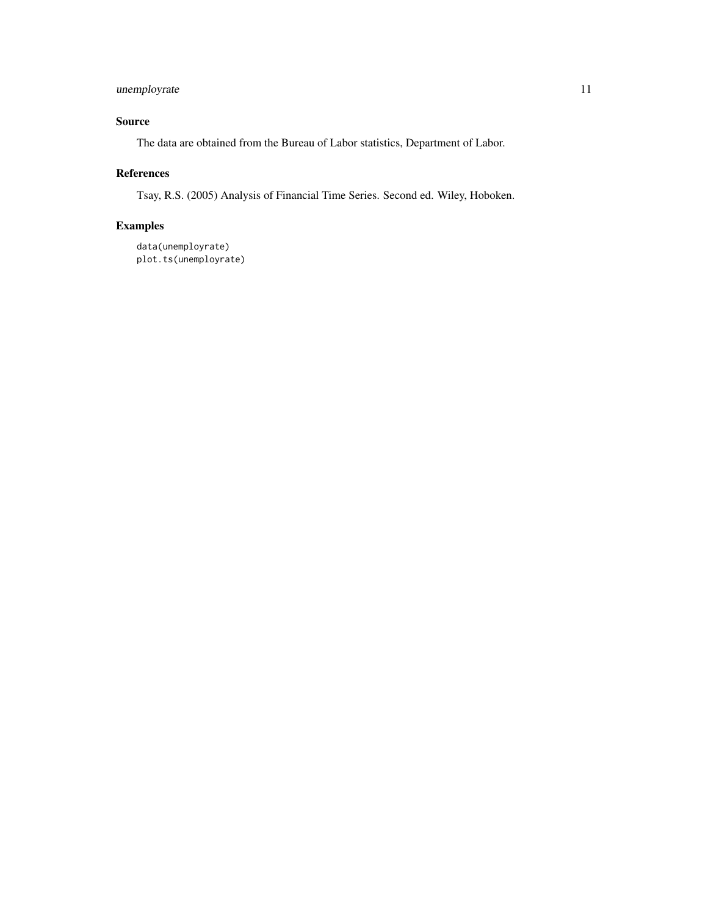## Source

The data are obtained from the Bureau of Labor statistics, Department of Labor.

## References

Tsay, R.S. (2005) Analysis of Financial Time Series. Second ed. Wiley, Hoboken.

## Examples

```
data(unemployrate)
plot.ts(unemployrate)
```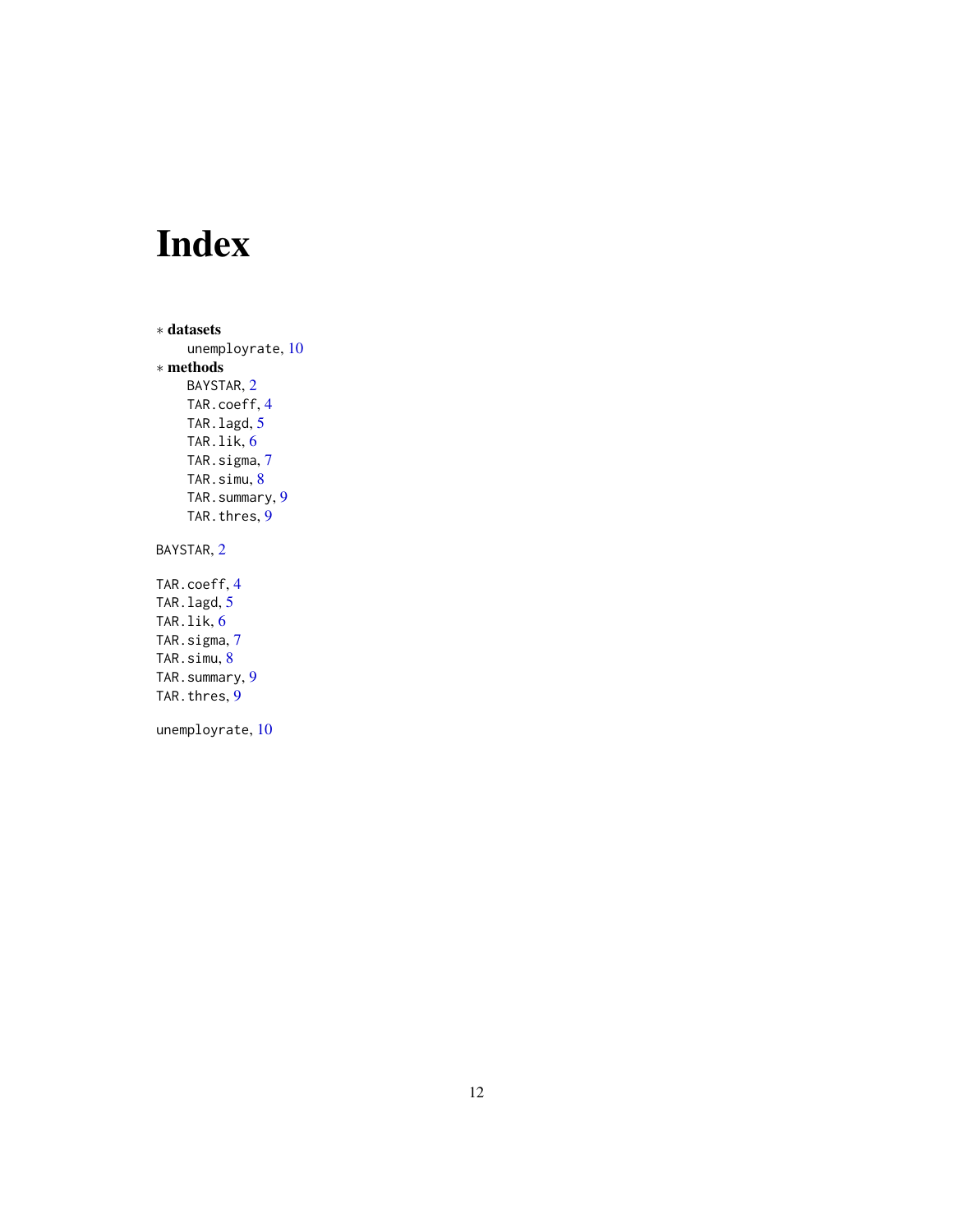# Index

∗ **datasets**
  unemployrate, 10
∗ **methods**
  BAYSTAR, 2
  TAR.coeff, 4
  TAR.lagd, 5
  TAR.lik, 6
  TAR.sigma, 7
  TAR.simu, 8
  TAR.summary, 9
  TAR.thres, 9

BAYSTAR, 2

TAR.coeff, 4
TAR.lagd, 5
TAR.lik, 6
TAR.sigma, 7
TAR.simu, 8
TAR.summary, 9
TAR.thres, 9

unemployrate, 10